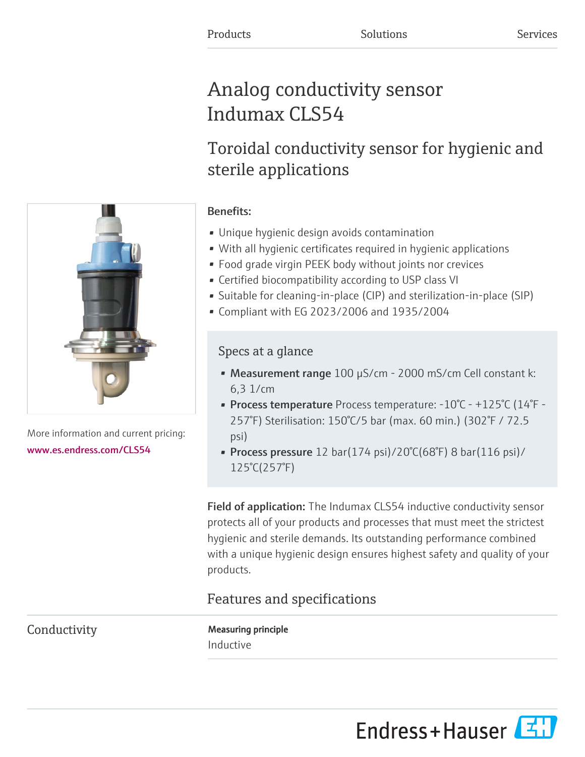Products Solutions Services

# Analog conductivity sensor Indumax CLS54

## Toroidal conductivity sensor for hygienic and sterile applications

More information and current pricing:
www.es.endress.com/CLS54

**Benefits:**

- Unique hygienic design avoids contamination
- With all hygienic certificates required in hygienic applications
- Food grade virgin PEEK body without joints nor crevices
- Certified biocompatibility according to USP class VI
- Suitable for cleaning-in-place (CIP) and sterilization-in-place (SIP)
- Compliant with EG 2023/2006 and 1935/2004

### Specs at a glance

- **Measurement range** 100 µS/cm - 2000 mS/cm Cell constant k: 6,3 1/cm
- **Process temperature** Process temperature: -10°C - +125°C (14°F - 257°F) Sterilisation: 150°C/5 bar (max. 60 min.) (302°F / 72.5 psi)
- **Process pressure** 12 bar(174 psi)/20°C(68°F) 8 bar(116 psi)/ 125°C(257°F)

**Field of application:** The Indumax CLS54 inductive conductivity sensor protects all of your products and processes that must meet the strictest hygienic and sterile demands. Its outstanding performance combined with a unique hygienic design ensures highest safety and quality of your products.

## Features and specifications

### Conductivity

**Measuring principle**

Inductive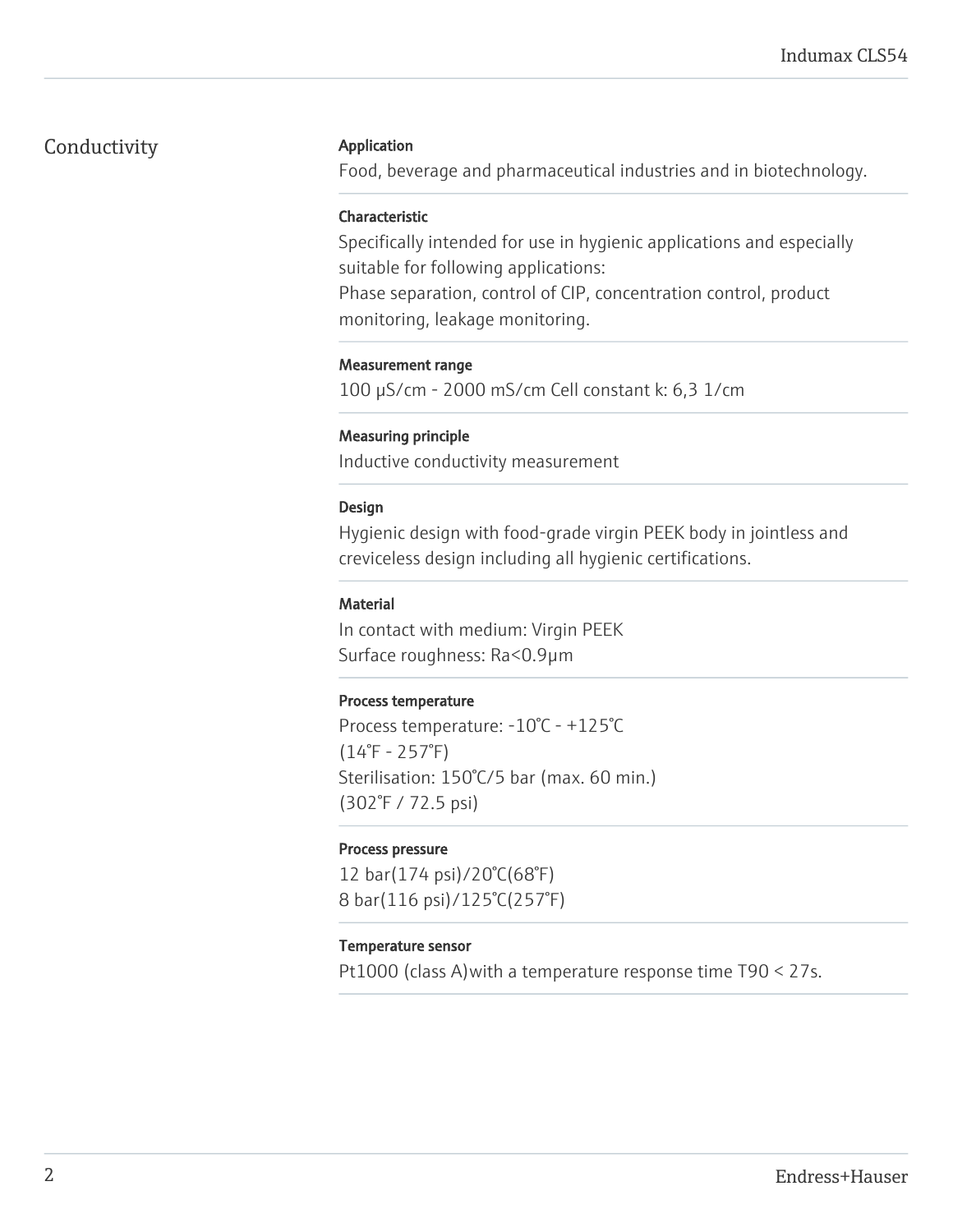## Conductivity

**Application**

Food, beverage and pharmaceutical industries and in biotechnology.

**Characteristic**

Specifically intended for use in hygienic applications and especially suitable for following applications:
Phase separation, control of CIP, concentration control, product monitoring, leakage monitoring.

**Measurement range**

100 µS/cm - 2000 mS/cm Cell constant k: 6,3 1/cm

**Measuring principle**

Inductive conductivity measurement

**Design**

Hygienic design with food-grade virgin PEEK body in jointless and creviceless design including all hygienic certifications.

**Material**

In contact with medium: Virgin PEEK
Surface roughness: Ra<0.9µm

**Process temperature**

Process temperature: -10°C - +125°C
(14°F - 257°F)
Sterilisation: 150°C/5 bar (max. 60 min.)
(302°F / 72.5 psi)

**Process pressure**

12 bar(174 psi)/20°C(68°F)
8 bar(116 psi)/125°C(257°F)

**Temperature sensor**

Pt1000 (class A)with a temperature response time T90 < 27s.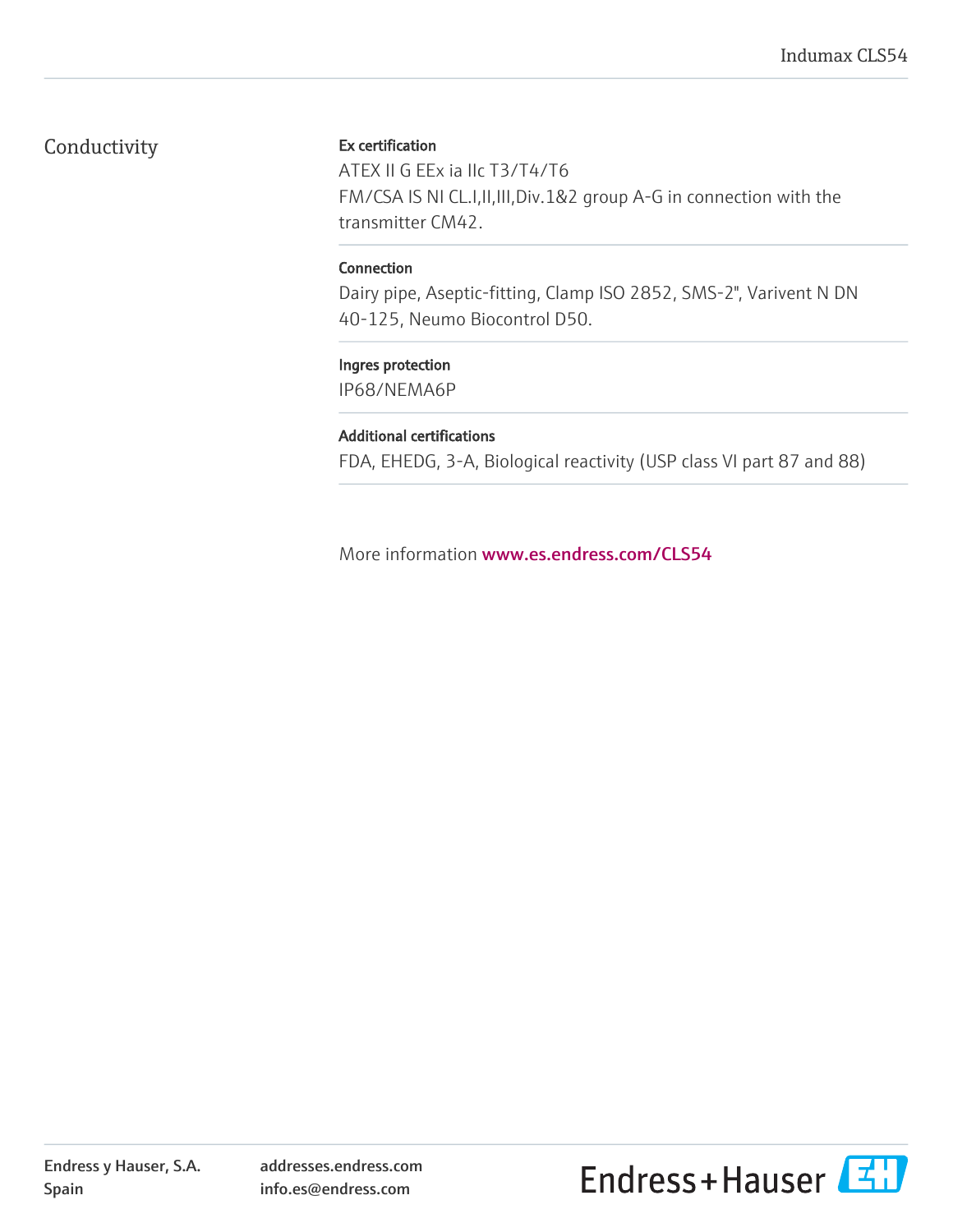## Conductivity

**Ex certification**

ATEX II G EEx ia IIc T3/T4/T6
FM/CSA IS NI CL.I,II,III,Div.1&2 group A-G in connection with the transmitter CM42.

**Connection**

Dairy pipe, Aseptic-fitting, Clamp ISO 2852, SMS-2", Varivent N DN 40-125, Neumo Biocontrol D50.

**Ingres protection**

IP68/NEMA6P

**Additional certifications**

FDA, EHEDG, 3-A, Biological reactivity (USP class VI part 87 and 88)

More information **www.es.endress.com/CLS54**

Endress y Hauser, S.A.
Spain

addresses.endress.com
info.es@endress.com